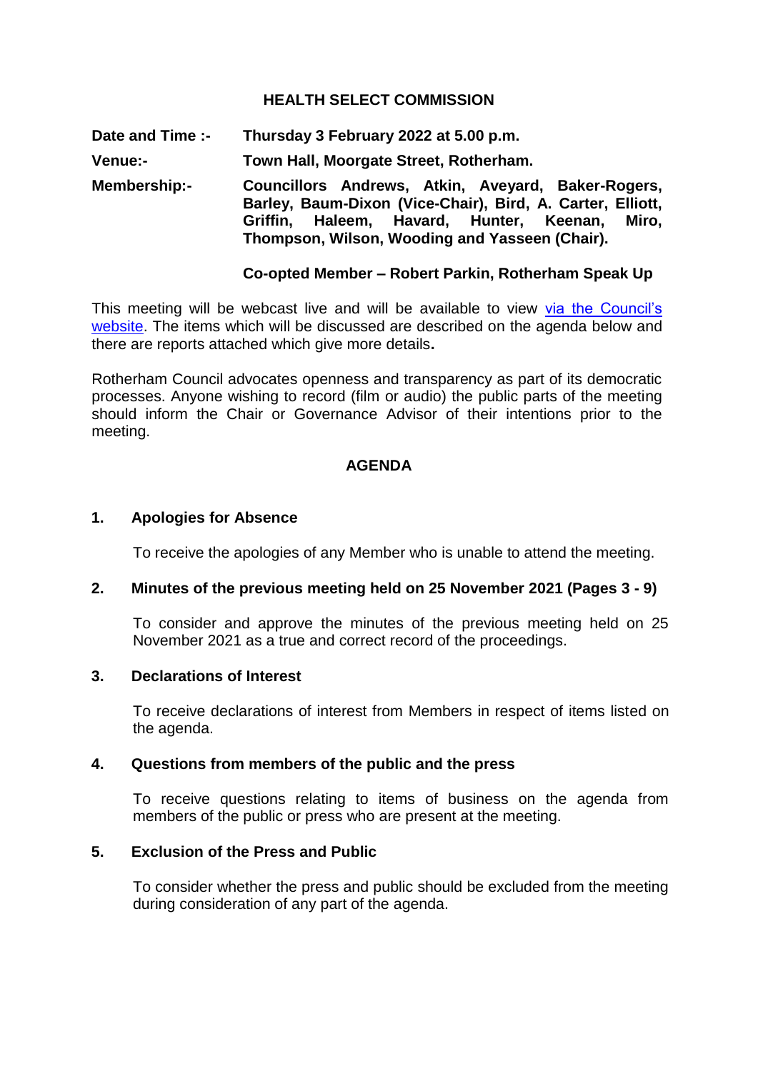# HEALTH SELECT COMMISSION

**Date and Time :-** **Thursday 3 February 2022 at 5.00 p.m.**

**Venue:-** **Town Hall, Moorgate Street, Rotherham.**

**Membership:-** **Councillors Andrews, Atkin, Aveyard, Baker-Rogers, Barley, Baum-Dixon (Vice-Chair), Bird, A. Carter, Elliott, Griffin, Haleem, Havard, Hunter, Keenan, Miro, Thompson, Wilson, Wooding and Yasseen (Chair).**

**Co-opted Member – Robert Parkin, Rotherham Speak Up**

This meeting will be webcast live and will be available to view via the Council's website. The items which will be discussed are described on the agenda below and there are reports attached which give more details**.**

Rotherham Council advocates openness and transparency as part of its democratic processes. Anyone wishing to record (film or audio) the public parts of the meeting should inform the Chair or Governance Advisor of their intentions prior to the meeting.

## AGENDA

### 1. Apologies for Absence

To receive the apologies of any Member who is unable to attend the meeting.

### 2. Minutes of the previous meeting held on 25 November 2021 (Pages 3 - 9)

To consider and approve the minutes of the previous meeting held on 25 November 2021 as a true and correct record of the proceedings.

### 3. Declarations of Interest

To receive declarations of interest from Members in respect of items listed on the agenda.

### 4. Questions from members of the public and the press

To receive questions relating to items of business on the agenda from members of the public or press who are present at the meeting.

### 5. Exclusion of the Press and Public

To consider whether the press and public should be excluded from the meeting during consideration of any part of the agenda.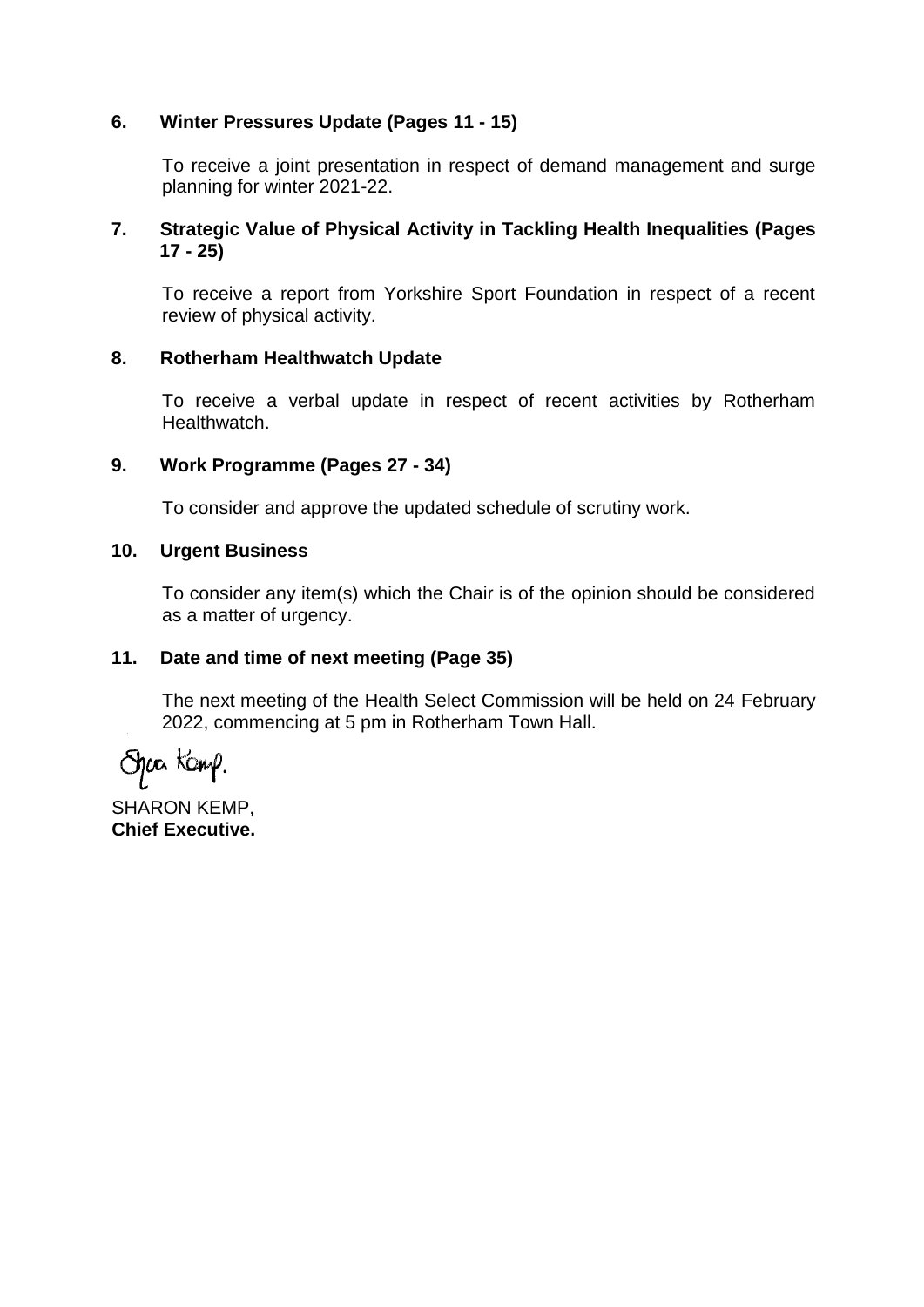**6. Winter Pressures Update (Pages 11 - 15)**

To receive a joint presentation in respect of demand management and surge planning for winter 2021-22.

**7. Strategic Value of Physical Activity in Tackling Health Inequalities (Pages 17 - 25)**

To receive a report from Yorkshire Sport Foundation in respect of a recent review of physical activity.

**8. Rotherham Healthwatch Update**

To receive a verbal update in respect of recent activities by Rotherham Healthwatch.

**9. Work Programme (Pages 27 - 34)**

To consider and approve the updated schedule of scrutiny work.

**10. Urgent Business**

To consider any item(s) which the Chair is of the opinion should be considered as a matter of urgency.

**11. Date and time of next meeting (Page 35)**

The next meeting of the Health Select Commission will be held on 24 February 2022, commencing at 5 pm in Rotherham Town Hall.

Sharon Kemp.

SHARON KEMP,
**Chief Executive.**